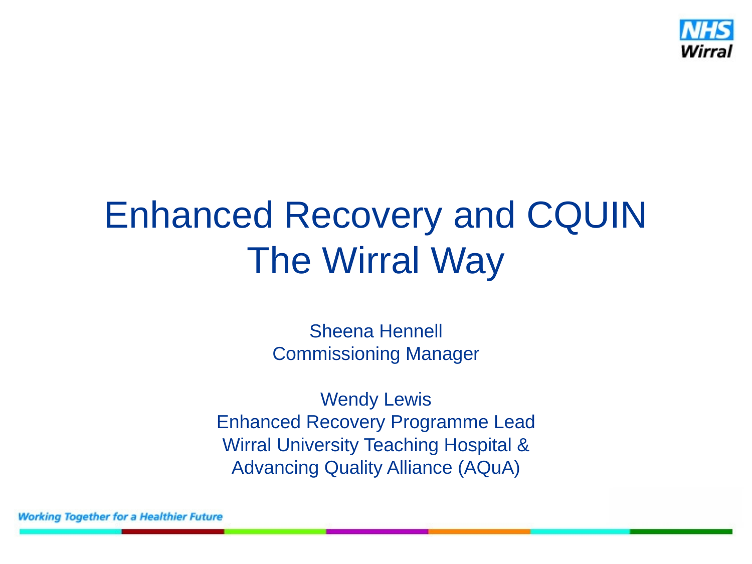# Enhanced Recovery and CQUIN
# The Wirral Way

Sheena Hennell
Commissioning Manager

Wendy Lewis
Enhanced Recovery Programme Lead
Wirral University Teaching Hospital &
Advancing Quality Alliance (AQuA)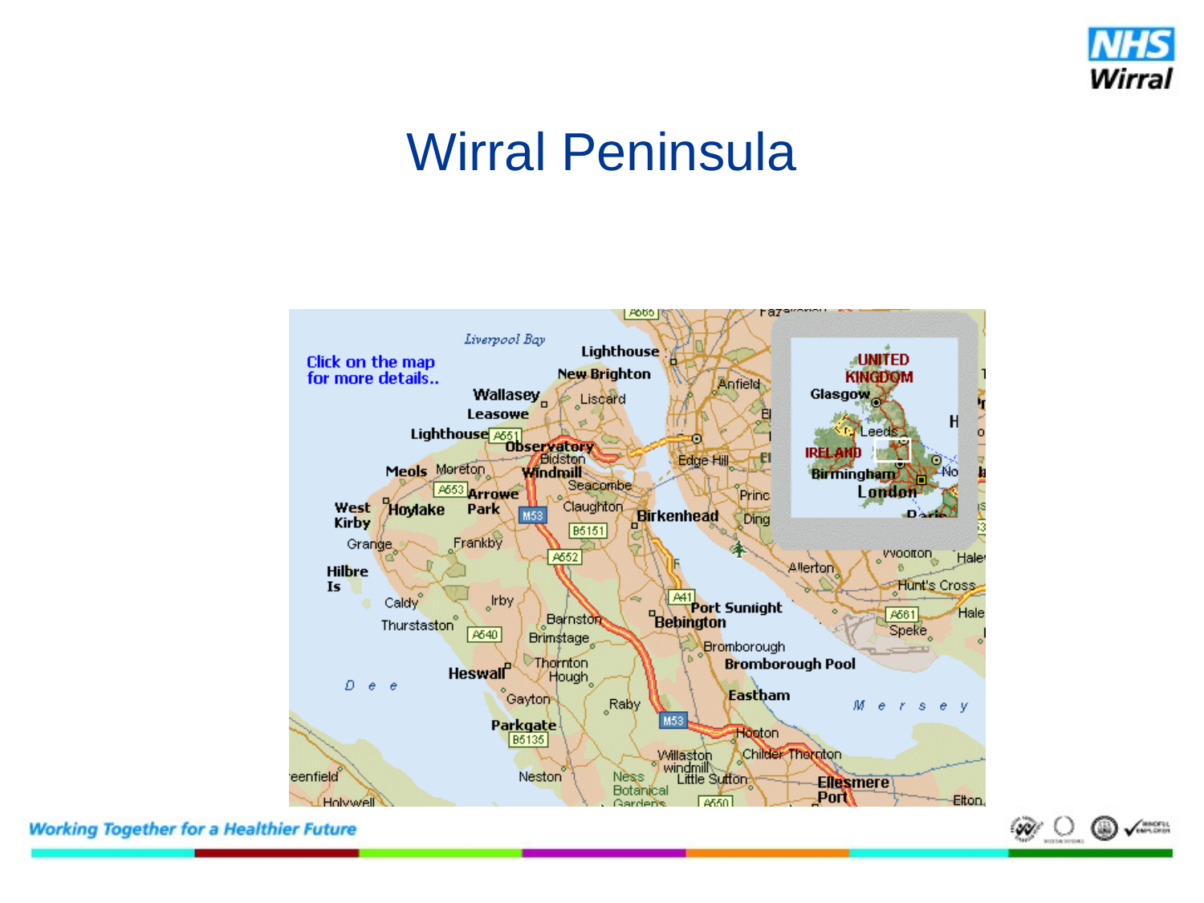# Wirral Peninsula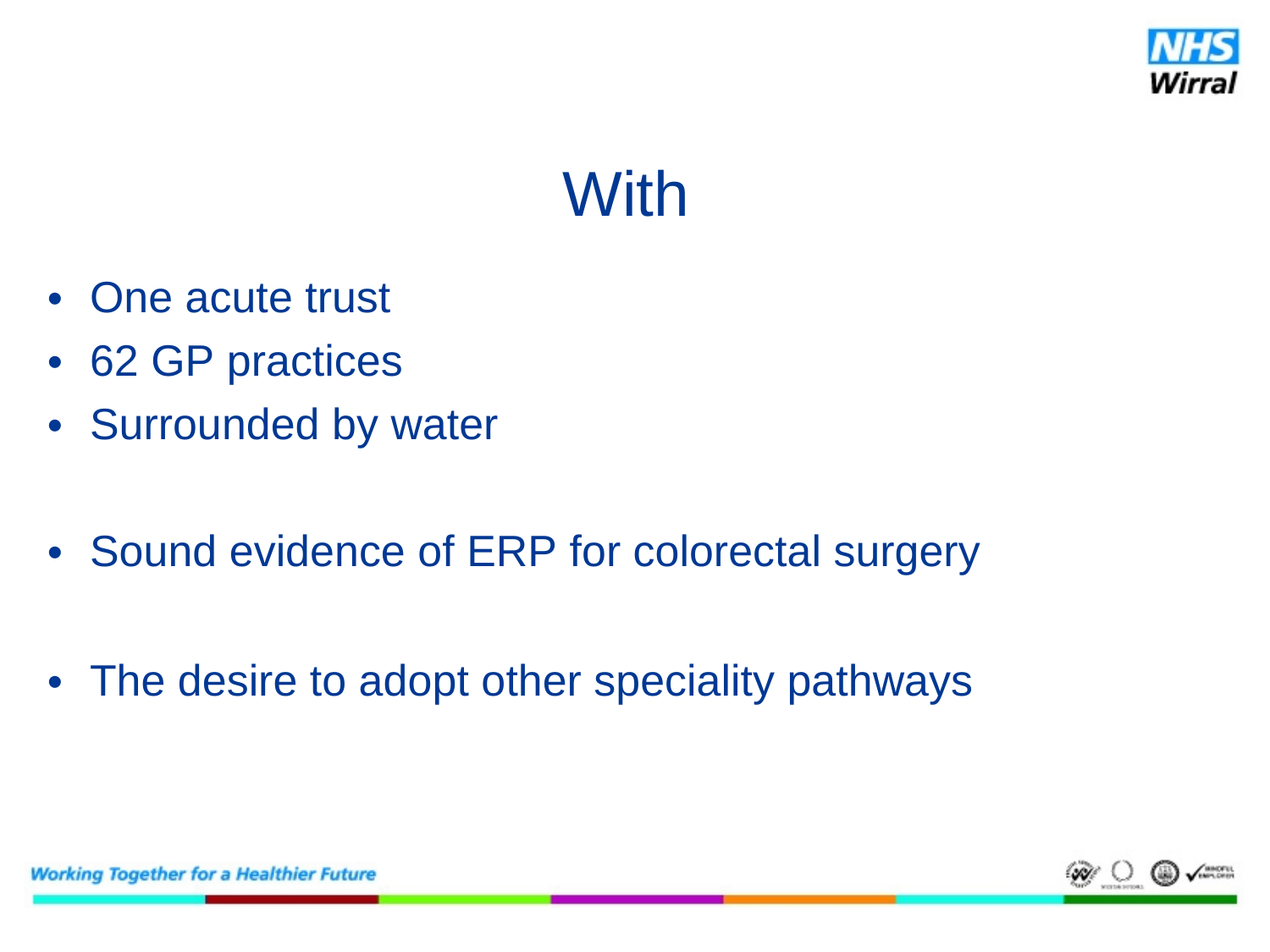# With

- One acute trust
- 62 GP practices
- Surrounded by water

- Sound evidence of ERP for colorectal surgery

- The desire to adopt other speciality pathways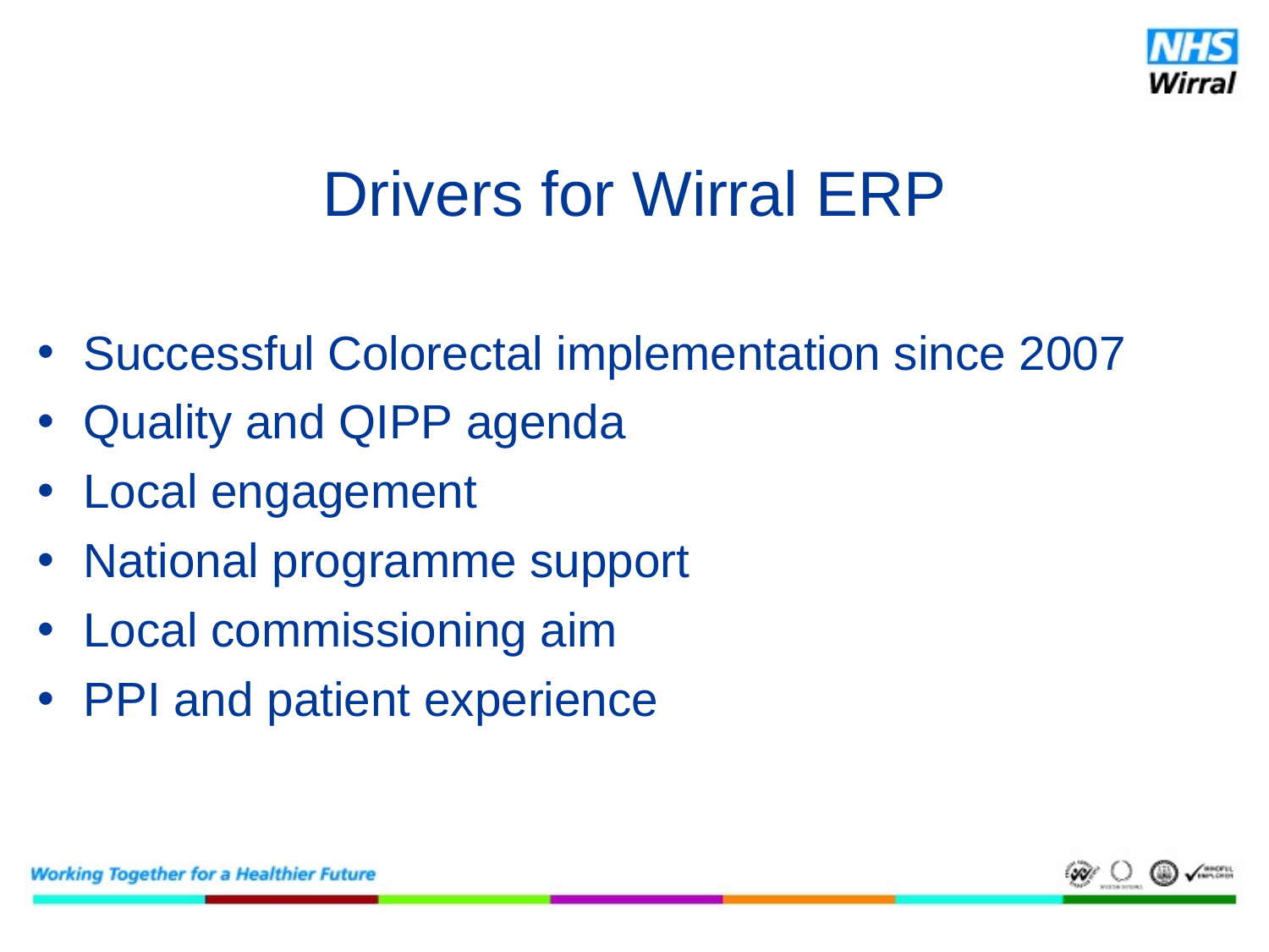# Drivers for Wirral ERP

- Successful Colorectal implementation since 2007
- Quality and QIPP agenda
- Local engagement
- National programme support
- Local commissioning aim
- PPI and patient experience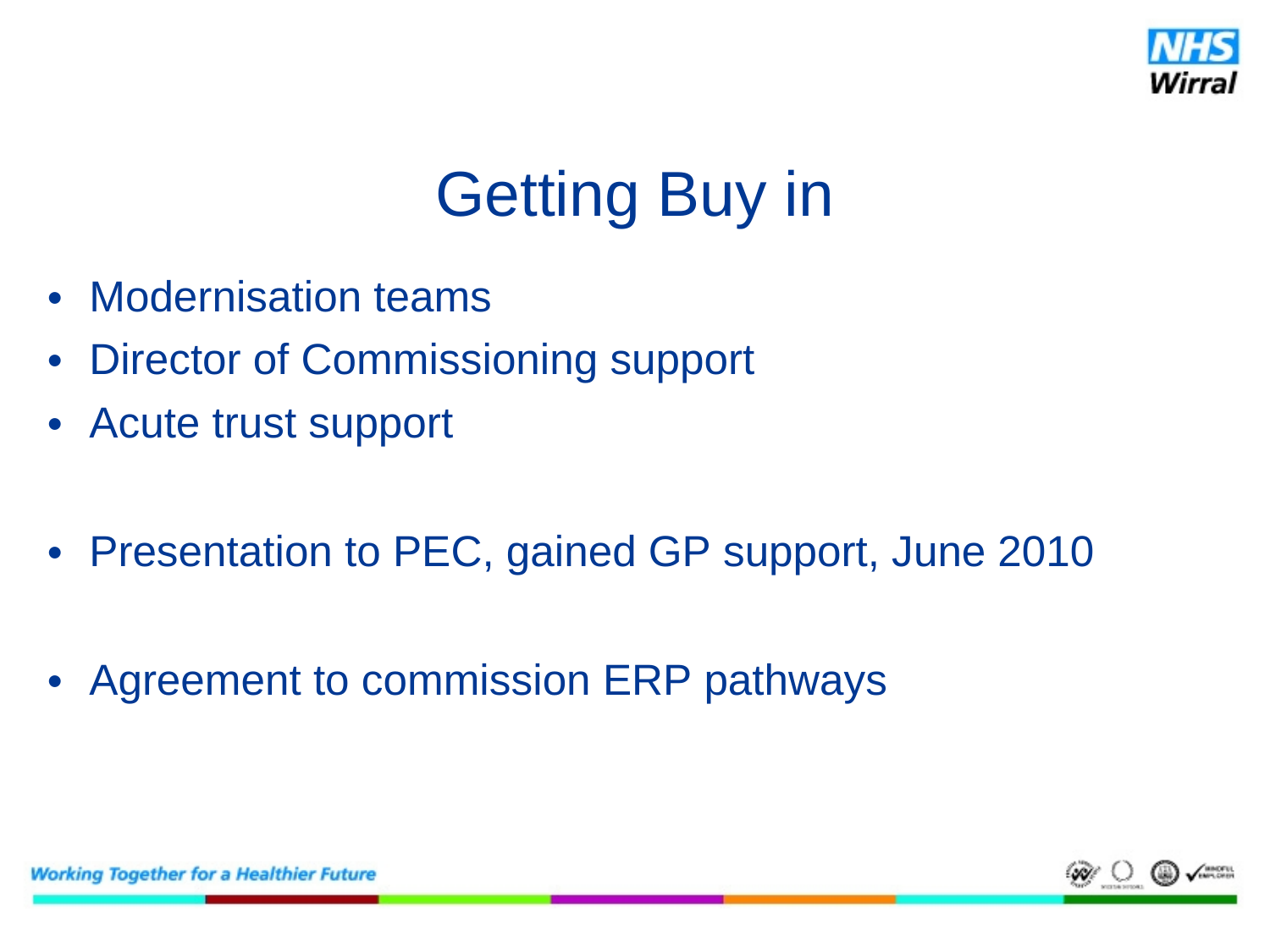# Getting Buy in

- Modernisation teams
- Director of Commissioning support
- Acute trust support

- Presentation to PEC, gained GP support, June 2010

- Agreement to commission ERP pathways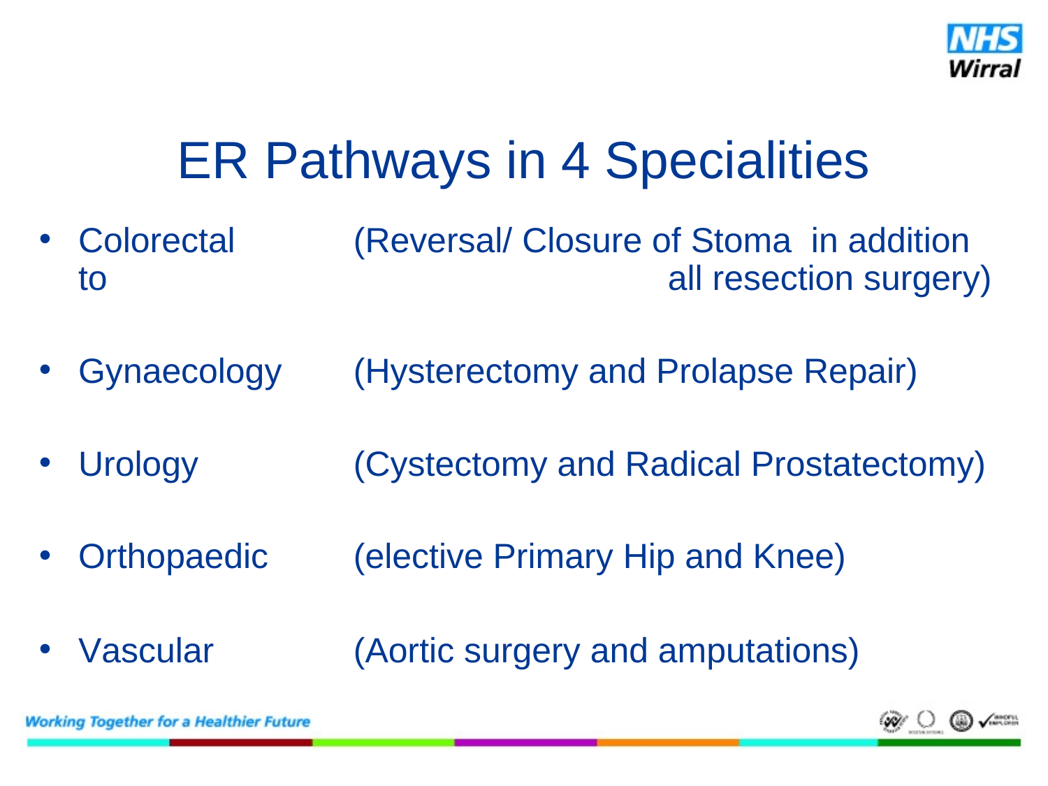# ER Pathways in 4 Specialities

- Colorectal (Reversal/ Closure of Stoma in addition to all resection surgery)
- Gynaecology (Hysterectomy and Prolapse Repair)
- Urology (Cystectomy and Radical Prostatectomy)
- Orthopaedic (elective Primary Hip and Knee)
- Vascular (Aortic surgery and amputations)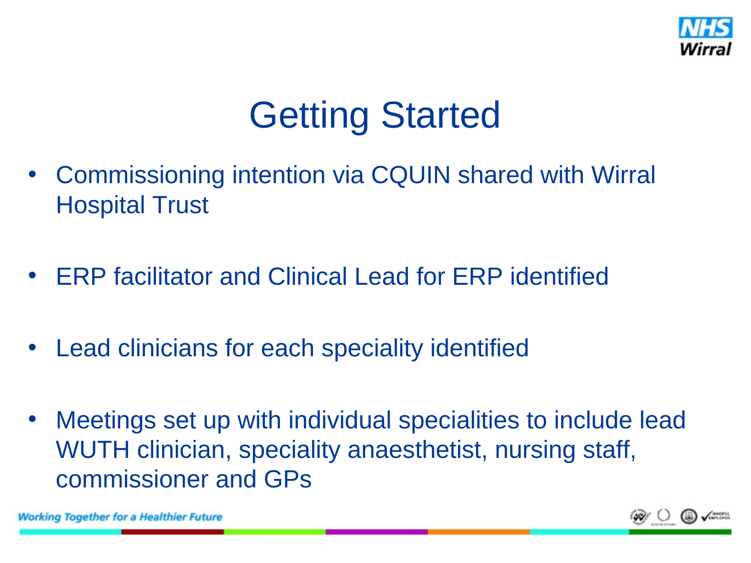# Getting Started

- Commissioning intention via CQUIN shared with Wirral Hospital Trust
- ERP facilitator and Clinical Lead for ERP identified
- Lead clinicians for each speciality identified
- Meetings set up with individual specialities to include lead WUTH clinician, speciality anaesthetist, nursing staff, commissioner and GPs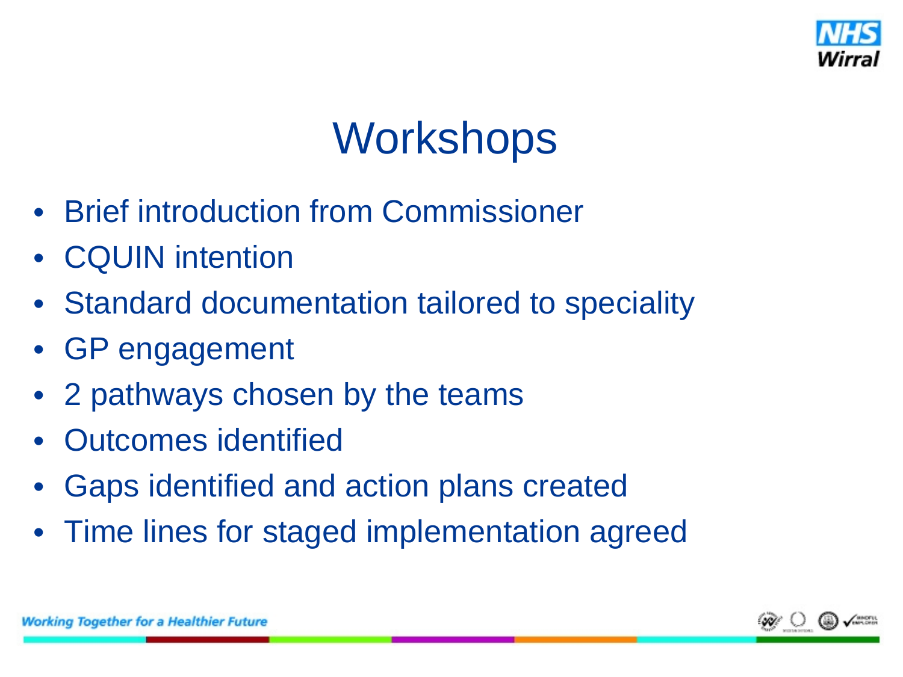# Workshops

- Brief introduction from Commissioner
- CQUIN intention
- Standard documentation tailored to speciality
- GP engagement
- 2 pathways chosen by the teams
- Outcomes identified
- Gaps identified and action plans created
- Time lines for staged implementation agreed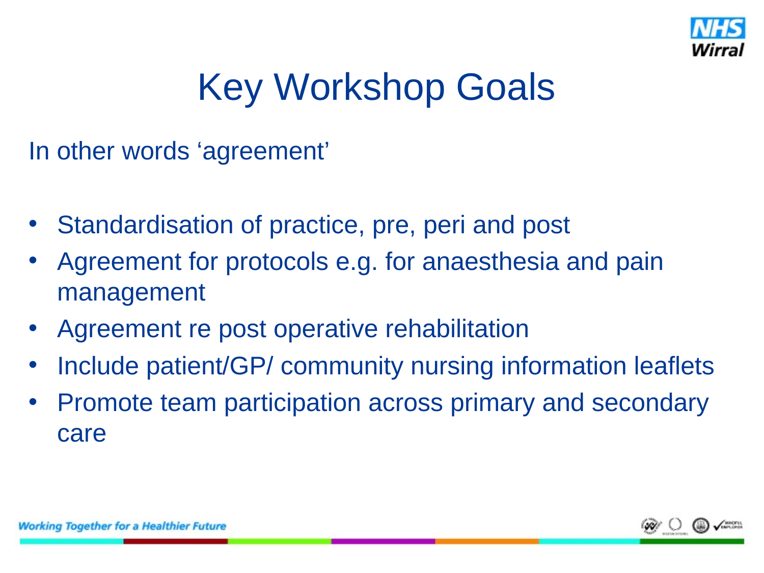# Key Workshop Goals

In other words 'agreement'

- Standardisation of practice, pre, peri and post
- Agreement for protocols e.g. for anaesthesia and pain management
- Agreement re post operative rehabilitation
- Include patient/GP/ community nursing information leaflets
- Promote team participation across primary and secondary care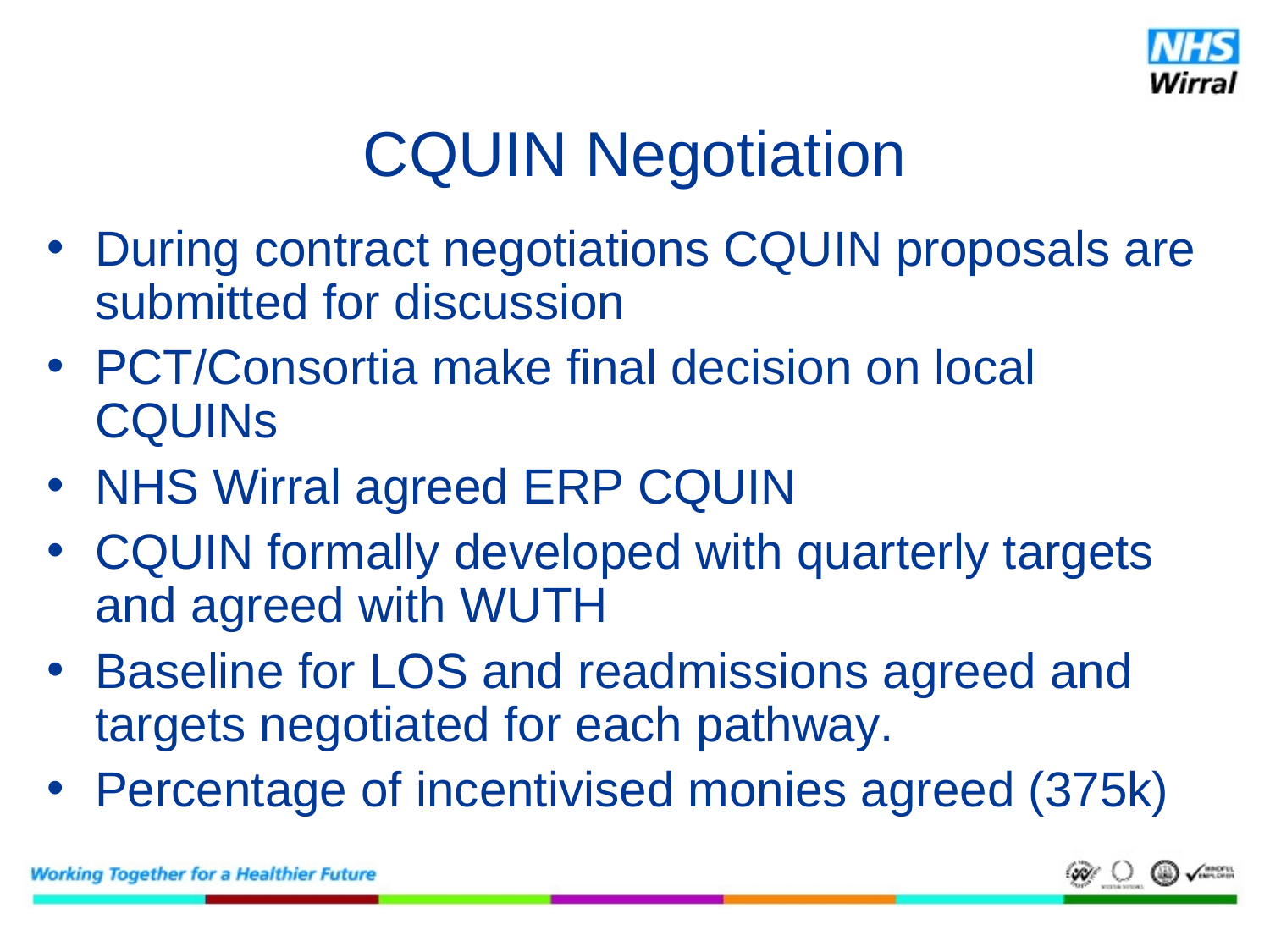# CQUIN Negotiation

- During contract negotiations CQUIN proposals are submitted for discussion
- PCT/Consortia make final decision on local CQUINs
- NHS Wirral agreed ERP CQUIN
- CQUIN formally developed with quarterly targets and agreed with WUTH
- Baseline for LOS and readmissions agreed and targets negotiated for each pathway.
- Percentage of incentivised monies agreed (375k)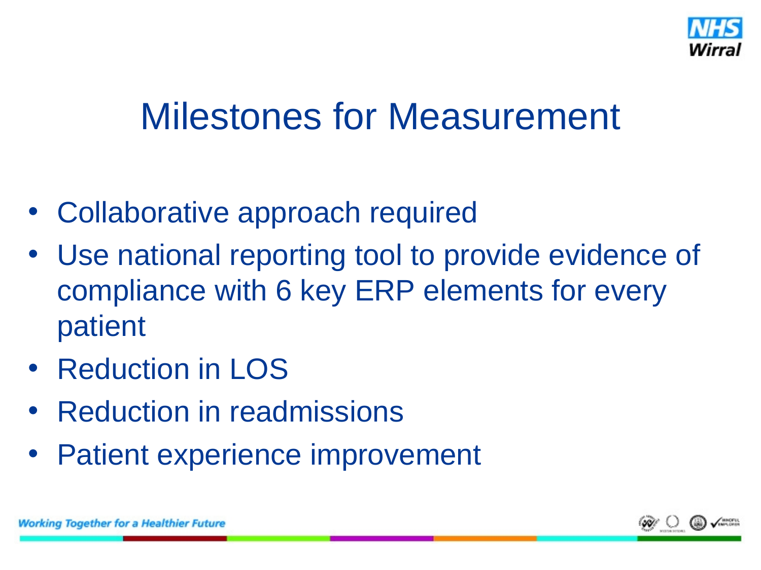# Milestones for Measurement

- Collaborative approach required
- Use national reporting tool to provide evidence of compliance with 6 key ERP elements for every patient
- Reduction in LOS
- Reduction in readmissions
- Patient experience improvement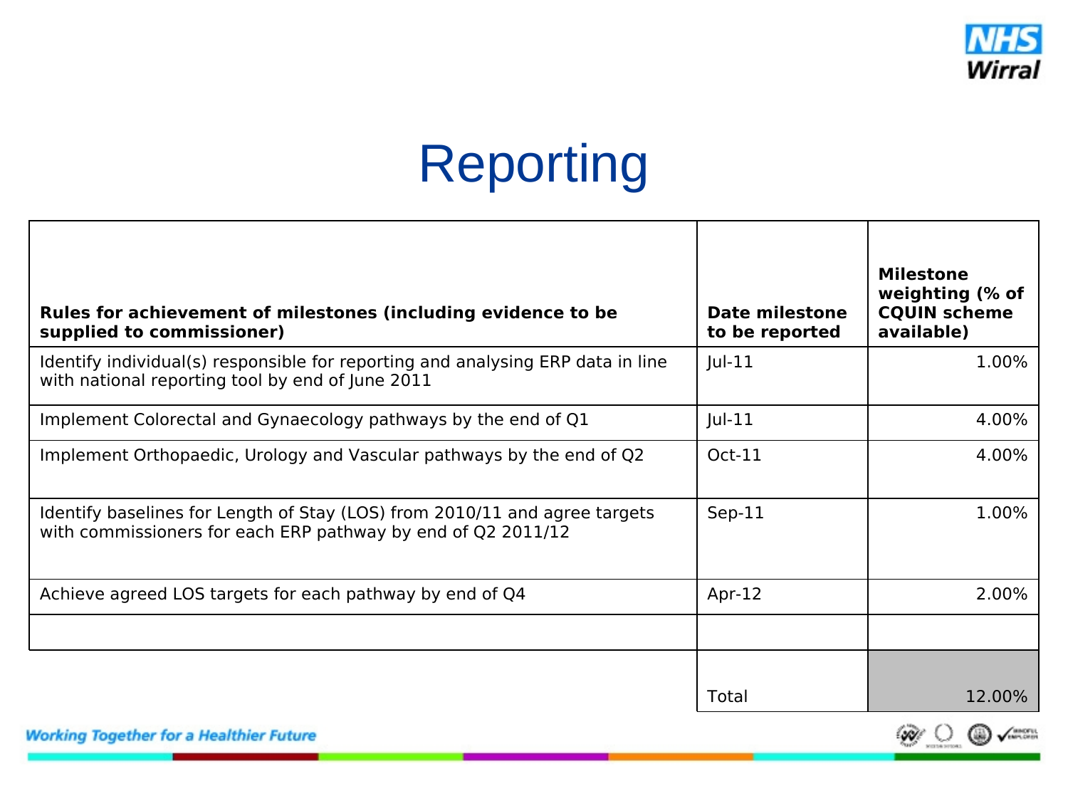# Reporting

| Rules for achievement of milestones (including evidence to be supplied to commissioner) | Date milestone to be reported | Milestone weighting (% of CQUIN scheme available) |
|---|---|---|
| Identify individual(s) responsible for reporting and analysing ERP data in line with national reporting tool by end of June 2011 | Jul-11 | 1.00% |
| Implement Colorectal and Gynaecology pathways by the end of Q1 | Jul-11 | 4.00% |
| Implement Orthopaedic, Urology and Vascular pathways by the end of Q2 | Oct-11 | 4.00% |
| Identify baselines for Length of Stay (LOS) from 2010/11 and agree targets with commissioners for each ERP pathway by end of Q2 2011/12 | Sep-11 | 1.00% |
| Achieve agreed LOS targets for each pathway by end of Q4 | Apr-12 | 2.00% |
| | | |
| | Total | 12.00% |

*Working Together for a Healthier Future*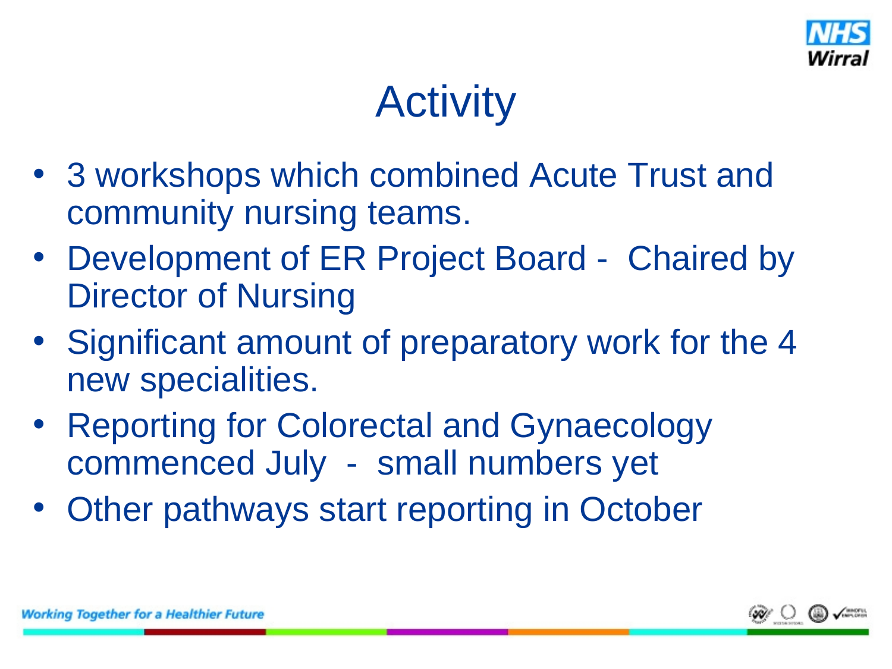# Activity

- 3 workshops which combined Acute Trust and community nursing teams.
- Development of ER Project Board - Chaired by Director of Nursing
- Significant amount of preparatory work for the 4 new specialities.
- Reporting for Colorectal and Gynaecology commenced July - small numbers yet
- Other pathways start reporting in October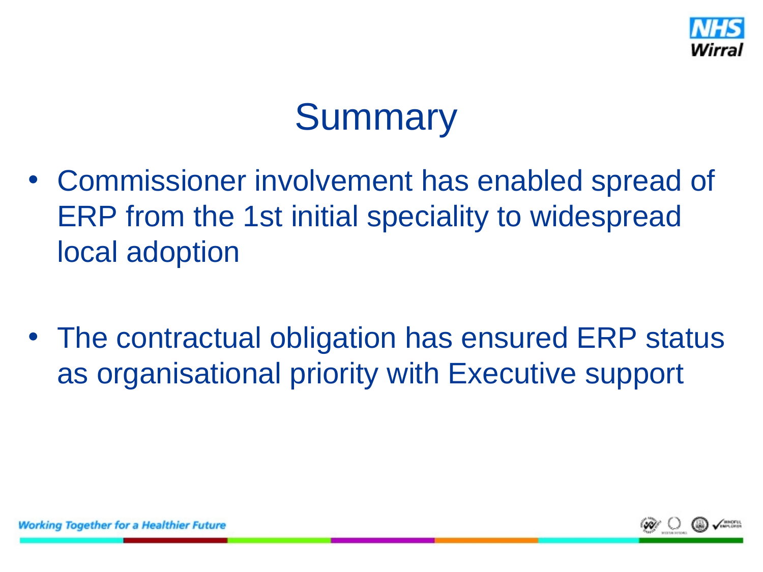# Summary

- Commissioner involvement has enabled spread of ERP from the 1st initial speciality to widespread local adoption

- The contractual obligation has ensured ERP status as organisational priority with Executive support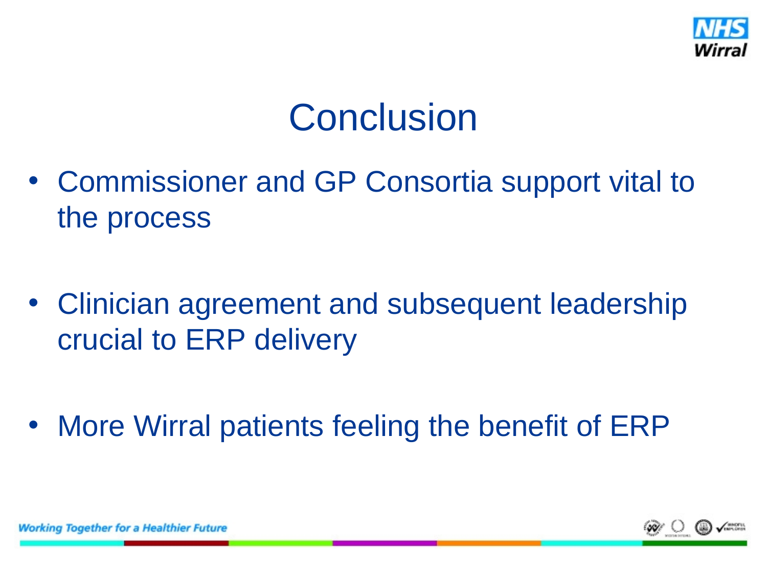# Conclusion

- Commissioner and GP Consortia support vital to the process
- Clinician agreement and subsequent leadership crucial to ERP delivery
- More Wirral patients feeling the benefit of ERP